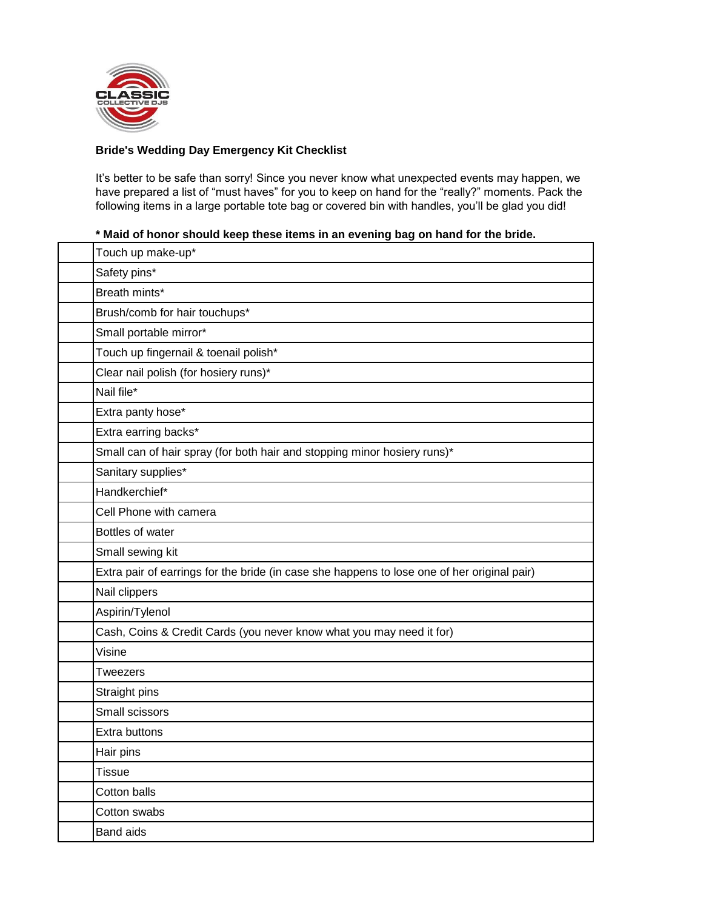CLASSIC COLLECTIVE DJS

**Bride's Wedding Day Emergency Kit Checklist**

It's better to be safe than sorry! Since you never know what unexpected events may happen, we have prepared a list of "must haves" for you to keep on hand for the "really?" moments. Pack the following items in a large portable tote bag or covered bin with handles, you'll be glad you did!

**\* Maid of honor should keep these items in an evening bag on hand for the bride.**

| | |
|---|---|
| | Touch up make-up* |
| | Safety pins* |
| | Breath mints* |
| | Brush/comb for hair touchups* |
| | Small portable mirror* |
| | Touch up fingernail & toenail polish* |
| | Clear nail polish (for hosiery runs)* |
| | Nail file* |
| | Extra panty hose* |
| | Extra earring backs* |
| | Small can of hair spray (for both hair and stopping minor hosiery runs)* |
| | Sanitary supplies* |
| | Handkerchief* |
| | Cell Phone with camera |
| | Bottles of water |
| | Small sewing kit |
| | Extra pair of earrings for the bride (in case she happens to lose one of her original pair) |
| | Nail clippers |
| | Aspirin/Tylenol |
| | Cash, Coins & Credit Cards (you never know what you may need it for) |
| | Visine |
| | Tweezers |
| | Straight pins |
| | Small scissors |
| | Extra buttons |
| | Hair pins |
| | Tissue |
| | Cotton balls |
| | Cotton swabs |
| | Band aids |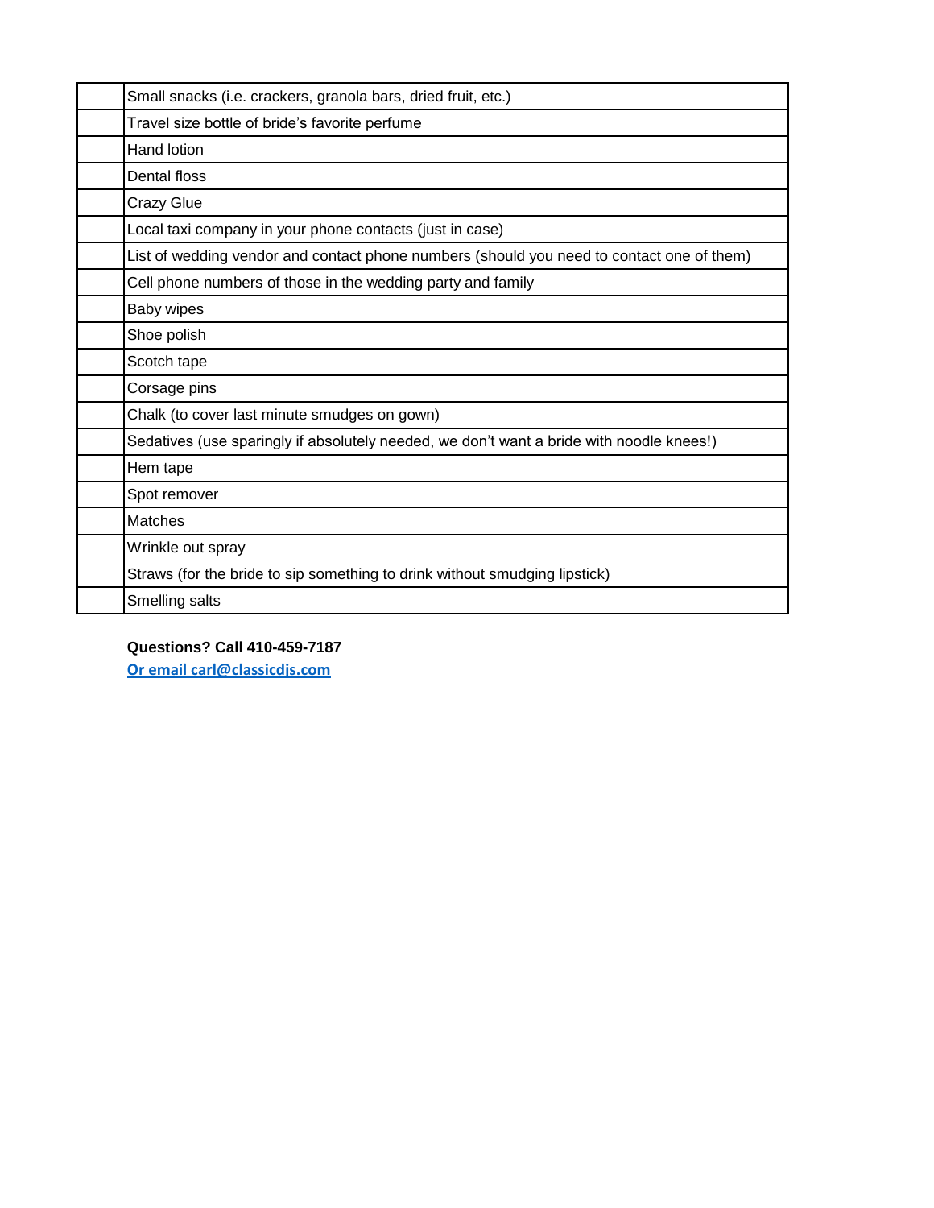| | |
|---|---|
| | Small snacks (i.e. crackers, granola bars, dried fruit, etc.) |
| | Travel size bottle of bride's favorite perfume |
| | Hand lotion |
| | Dental floss |
| | Crazy Glue |
| | Local taxi company in your phone contacts (just in case) |
| | List of wedding vendor and contact phone numbers (should you need to contact one of them) |
| | Cell phone numbers of those in the wedding party and family |
| | Baby wipes |
| | Shoe polish |
| | Scotch tape |
| | Corsage pins |
| | Chalk (to cover last minute smudges on gown) |
| | Sedatives (use sparingly if absolutely needed, we don't want a bride with noodle knees!) |
| | Hem tape |
| | Spot remover |
| | Matches |
| | Wrinkle out spray |
| | Straws (for the bride to sip something to drink without smudging lipstick) |
| | Smelling salts |

**Questions? Call 410-459-7187**

**Or email carl@classicdjs.com**